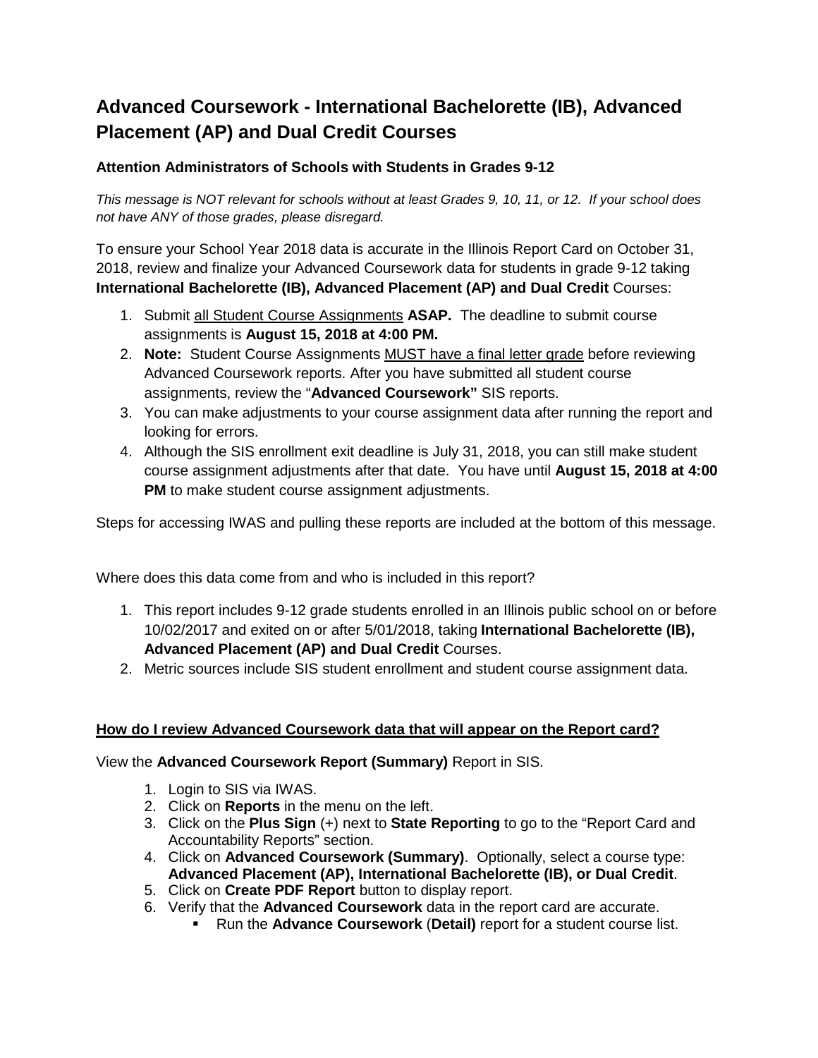# Advanced Coursework - International Bachelorette (IB), Advanced Placement (AP) and Dual Credit Courses

### Attention Administrators of Schools with Students in Grades 9-12

*This message is NOT relevant for schools without at least Grades 9, 10, 11, or 12. If your school does not have ANY of those grades, please disregard.*

To ensure your School Year 2018 data is accurate in the Illinois Report Card on October 31, 2018, review and finalize your Advanced Coursework data for students in grade 9-12 taking **International Bachelorette (IB), Advanced Placement (AP) and Dual Credit** Courses:

1. Submit <u>all Student Course Assignments</u> **ASAP.** The deadline to submit course assignments is **August 15, 2018 at 4:00 PM.**
2. **Note:** Student Course Assignments <u>MUST have a final letter grade</u> before reviewing Advanced Coursework reports. After you have submitted all student course assignments, review the "**Advanced Coursework"** SIS reports.
3. You can make adjustments to your course assignment data after running the report and looking for errors.
4. Although the SIS enrollment exit deadline is July 31, 2018, you can still make student course assignment adjustments after that date. You have until **August 15, 2018 at 4:00 PM** to make student course assignment adjustments.

Steps for accessing IWAS and pulling these reports are included at the bottom of this message.

Where does this data come from and who is included in this report?

1. This report includes 9-12 grade students enrolled in an Illinois public school on or before 10/02/2017 and exited on or after 5/01/2018, taking **International Bachelorette (IB), Advanced Placement (AP) and Dual Credit** Courses.
2. Metric sources include SIS student enrollment and student course assignment data.

### <u>How do I review Advanced Coursework data that will appear on the Report card?</u>

View the **Advanced Coursework Report (Summary)** Report in SIS.

1. Login to SIS via IWAS.
2. Click on **Reports** in the menu on the left.
3. Click on the **Plus Sign** (+) next to **State Reporting** to go to the "Report Card and Accountability Reports" section.
4. Click on **Advanced Coursework (Summary)**. Optionally, select a course type: **Advanced Placement (AP), International Bachelorette (IB), or Dual Credit**.
5. Click on **Create PDF Report** button to display report.
6. Verify that the **Advanced Coursework** data in the report card are accurate.
   - Run the **Advance Coursework** (**Detail)** report for a student course list.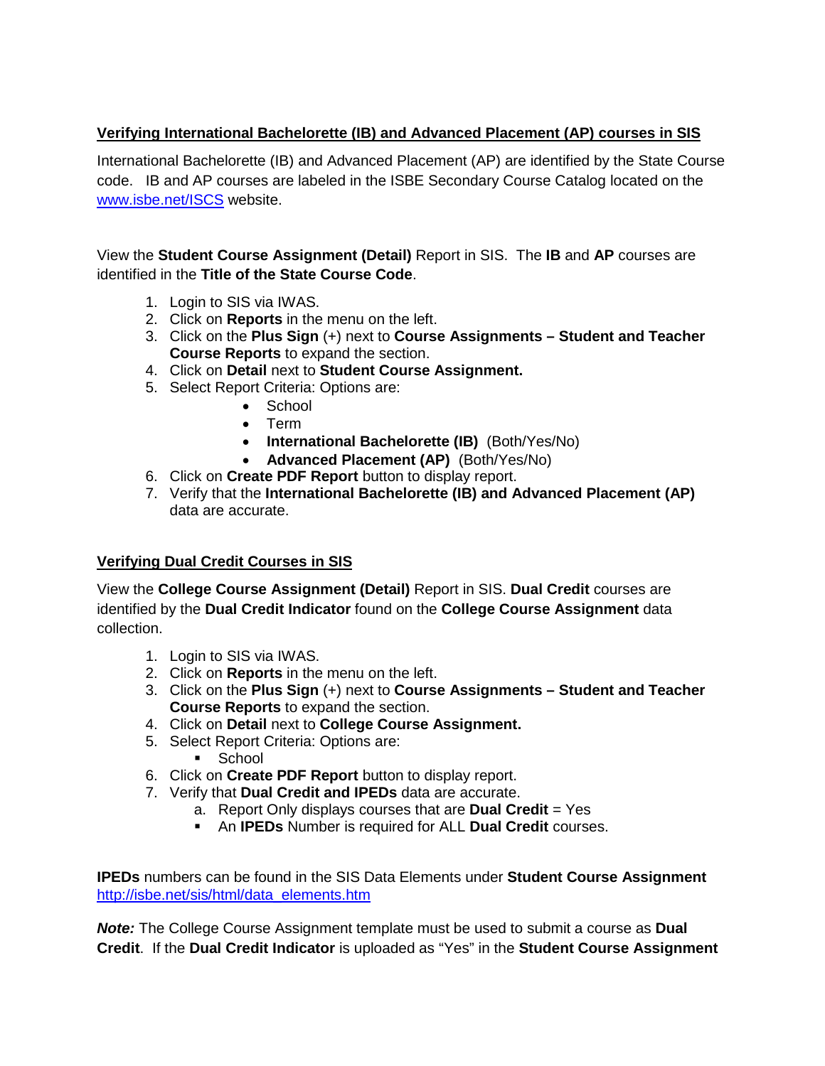## Verifying International Bachelorette (IB) and Advanced Placement (AP) courses in SIS

International Bachelorette (IB) and Advanced Placement (AP) are identified by the State Course code. IB and AP courses are labeled in the ISBE Secondary Course Catalog located on the [www.isbe.net/ISCS](http://www.isbe.net/ISCS) website.

View the **Student Course Assignment (Detail)** Report in SIS. The **IB** and **AP** courses are identified in the **Title of the State Course Code**.

1. Login to SIS via IWAS.
2. Click on **Reports** in the menu on the left.
3. Click on the **Plus Sign** (+) next to **Course Assignments – Student and Teacher Course Reports** to expand the section.
4. Click on **Detail** next to **Student Course Assignment.**
5. Select Report Criteria: Options are:
    - School
    - Term
    - **International Bachelorette (IB)** (Both/Yes/No)
    - **Advanced Placement (AP)** (Both/Yes/No)
6. Click on **Create PDF Report** button to display report.
7. Verify that the **International Bachelorette (IB) and Advanced Placement (AP)** data are accurate.

## Verifying Dual Credit Courses in SIS

View the **College Course Assignment (Detail)** Report in SIS. **Dual Credit** courses are identified by the **Dual Credit Indicator** found on the **College Course Assignment** data collection.

1. Login to SIS via IWAS.
2. Click on **Reports** in the menu on the left.
3. Click on the **Plus Sign** (+) next to **Course Assignments – Student and Teacher Course Reports** to expand the section.
4. Click on **Detail** next to **College Course Assignment.**
5. Select Report Criteria: Options are:
    - School
6. Click on **Create PDF Report** button to display report.
7. Verify that **Dual Credit and IPEDs** data are accurate.
    a. Report Only displays courses that are **Dual Credit** = Yes
    - An **IPEDs** Number is required for ALL **Dual Credit** courses.

**IPEDs** numbers can be found in the SIS Data Elements under **Student Course Assignment** [http://isbe.net/sis/html/data_elements.htm](http://isbe.net/sis/html/data_elements.htm)

***Note:*** The College Course Assignment template must be used to submit a course as **Dual Credit**. If the **Dual Credit Indicator** is uploaded as "Yes" in the **Student Course Assignment**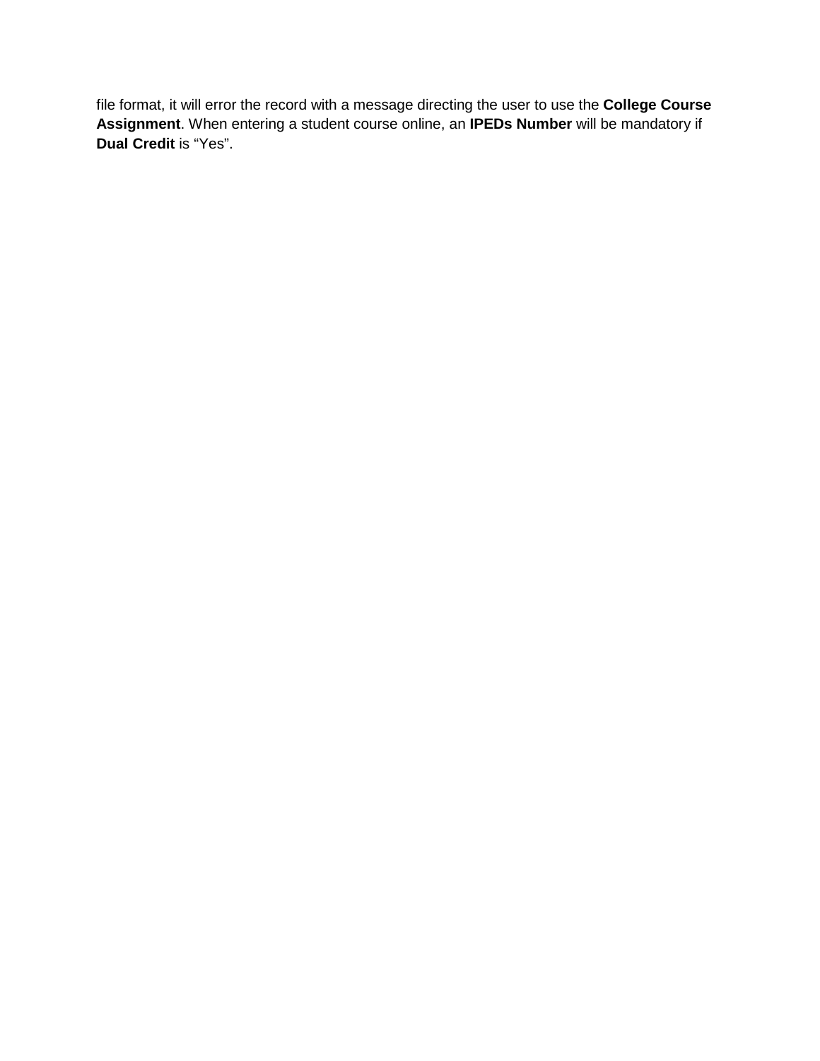file format, it will error the record with a message directing the user to use the **College Course Assignment**. When entering a student course online, an **IPEDs Number** will be mandatory if **Dual Credit** is “Yes”.